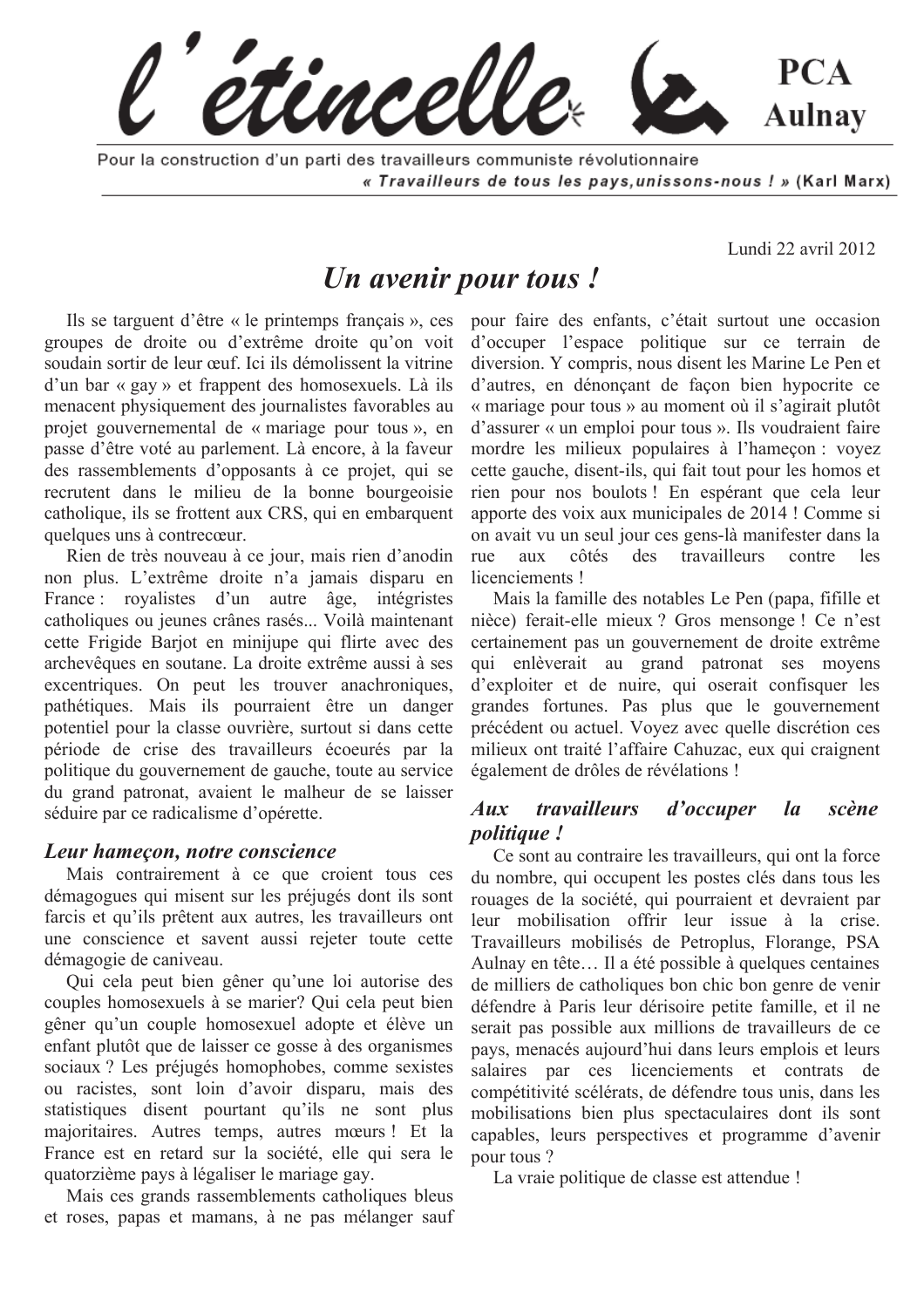# l'étincelle

**PCA Aulnay**

Pour la construction d'un parti des travailleurs communiste révolutionnaire

*« Travailleurs de tous les pays,unissons-nous ! »* (Karl Marx)

Lundi 22 avril 2012

## *Un avenir pour tous !*

Ils se targuent d'être « le printemps français », ces groupes de droite ou d'extrême droite qu'on voit soudain sortir de leur œuf. Ici ils démolissent la vitrine d'un bar « gay » et frappent des homosexuels. Là ils menacent physiquement des journalistes favorables au projet gouvernemental de « mariage pour tous », en passe d'être voté au parlement. Là encore, à la faveur des rassemblements d'opposants à ce projet, qui se recrutent dans le milieu de la bonne bourgeoisie catholique, ils se frottent aux CRS, qui en embarquent quelques uns à contrecœur.

Rien de très nouveau à ce jour, mais rien d'anodin non plus. L'extrême droite n'a jamais disparu en France : royalistes d'un autre âge, intégristes catholiques ou jeunes crânes rasés... Voilà maintenant cette Frigide Barjot en minijupe qui flirte avec des archevêques en soutane. La droite extrême aussi à ses excentriques. On peut les trouver anachroniques, pathétiques. Mais ils pourraient être un danger potentiel pour la classe ouvrière, surtout si dans cette période de crise des travailleurs écoeurés par la politique du gouvernement de gauche, toute au service du grand patronat, avaient le malheur de se laisser séduire par ce radicalisme d'opérette.

### *Leur hameçon, notre conscience*

Mais contrairement à ce que croient tous ces démagogues qui misent sur les préjugés dont ils sont farcis et qu'ils prêtent aux autres, les travailleurs ont une conscience et savent aussi rejeter toute cette démagogie de caniveau.

Qui cela peut bien gêner qu'une loi autorise des couples homosexuels à se marier? Qui cela peut bien gêner qu'un couple homosexuel adopte et élève un enfant plutôt que de laisser ce gosse à des organismes sociaux ? Les préjugés homophobes, comme sexistes ou racistes, sont loin d'avoir disparu, mais des statistiques disent pourtant qu'ils ne sont plus majoritaires. Autres temps, autres mœurs ! Et la France est en retard sur la société, elle qui sera le quatorzième pays à légaliser le mariage gay.

Mais ces grands rassemblements catholiques bleus et roses, papas et mamans, à ne pas mélanger sauf pour faire des enfants, c'était surtout une occasion d'occuper l'espace politique sur ce terrain de diversion. Y compris, nous disent les Marine Le Pen et d'autres, en dénonçant de façon bien hypocrite ce « mariage pour tous » au moment où il s'agirait plutôt d'assurer « un emploi pour tous ». Ils voudraient faire mordre les milieux populaires à l'hameçon : voyez cette gauche, disent-ils, qui fait tout pour les homos et rien pour nos boulots ! En espérant que cela leur apporte des voix aux municipales de 2014 ! Comme si on avait vu un seul jour ces gens-là manifester dans la rue aux côtés des travailleurs contre les licenciements !

Mais la famille des notables Le Pen (papa, fifille et nièce) ferait-elle mieux ? Gros mensonge ! Ce n'est certainement pas un gouvernement de droite extrême qui enlèverait au grand patronat ses moyens d'exploiter et de nuire, qui oserait confisquer les grandes fortunes. Pas plus que le gouvernement précédent ou actuel. Voyez avec quelle discrétion ces milieux ont traité l'affaire Cahuzac, eux qui craignent également de drôles de révélations !

### *Aux travailleurs d'occuper la scène politique !*

Ce sont au contraire les travailleurs, qui ont la force du nombre, qui occupent les postes clés dans tous les rouages de la société, qui pourraient et devraient par leur mobilisation offrir leur issue à la crise. Travailleurs mobilisés de Petroplus, Florange, PSA Aulnay en tête… Il a été possible à quelques centaines de milliers de catholiques bon chic bon genre de venir défendre à Paris leur dérisoire petite famille, et il ne serait pas possible aux millions de travailleurs de ce pays, menacés aujourd'hui dans leurs emplois et leurs salaires par ces licenciements et contrats de compétitivité scélérats, de défendre tous unis, dans les mobilisations bien plus spectaculaires dont ils sont capables, leurs perspectives et programme d'avenir pour tous ?

La vraie politique de classe est attendue !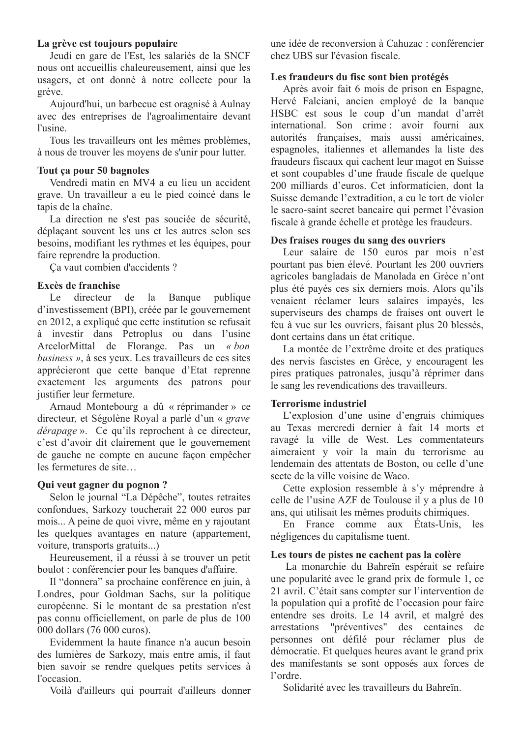**La grève est toujours populaire**

Jeudi en gare de l'Est, les salariés de la SNCF nous ont accueillis chaleureusement, ainsi que les usagers, et ont donné à notre collecte pour la grève.

Aujourd'hui, un barbecue est oragnisé à Aulnay avec des entreprises de l'agroalimentaire devant l'usine.

Tous les travailleurs ont les mêmes problèmes, à nous de trouver les moyens de s'unir pour lutter.

**Tout ça pour 50 bagnoles**

Vendredi matin en MV4 a eu lieu un accident grave. Un travailleur a eu le pied coincé dans le tapis de la chaîne.

La direction ne s'est pas souciée de sécurité, déplaçant souvent les uns et les autres selon ses besoins, modifiant les rythmes et les équipes, pour faire reprendre la production.

Ça vaut combien d'accidents ?

**Excès de franchise**

Le directeur de la Banque publique d'investissement (BPI), créée par le gouvernement en 2012, a expliqué que cette institution se refusait à investir dans Petroplus ou dans l'usine ArcelorMittal de Florange. Pas un *« bon business »*, à ses yeux. Les travailleurs de ces sites apprécieront que cette banque d'Etat reprenne exactement les arguments des patrons pour justifier leur fermeture.

Arnaud Montebourg a dû « réprimander » ce directeur, et Ségolène Royal a parlé d'un « *grave dérapage* ». Ce qu'ils reprochent à ce directeur, c'est d'avoir dit clairement que le gouvernement de gauche ne compte en aucune façon empêcher les fermetures de site…

**Qui veut gagner du pognon ?**

Selon le journal "La Dépêche", toutes retraites confondues, Sarkozy toucherait 22 000 euros par mois... A peine de quoi vivre, même en y rajoutant les quelques avantages en nature (appartement, voiture, transports gratuits...)

Heureusement, il a réussi à se trouver un petit boulot : conférencier pour les banques d'affaire.

Il "donnera" sa prochaine conférence en juin, à Londres, pour Goldman Sachs, sur la politique européenne. Si le montant de sa prestation n'est pas connu officiellement, on parle de plus de 100 000 dollars (76 000 euros).

Evidemment la haute finance n'a aucun besoin des lumières de Sarkozy, mais entre amis, il faut bien savoir se rendre quelques petits services à l'occasion.

Voilà d'ailleurs qui pourrait d'ailleurs donner une idée de reconversion à Cahuzac : conférencier chez UBS sur l'évasion fiscale.

**Les fraudeurs du fisc sont bien protégés**

Après avoir fait 6 mois de prison en Espagne, Hervé Falciani, ancien employé de la banque HSBC est sous le coup d'un mandat d'arrêt international. Son crime : avoir fourni aux autorités françaises, mais aussi américaines, espagnoles, italiennes et allemandes la liste des fraudeurs fiscaux qui cachent leur magot en Suisse et sont coupables d'une fraude fiscale de quelque 200 milliards d'euros. Cet informaticien, dont la Suisse demande l'extradition, a eu le tort de violer le sacro-saint secret bancaire qui permet l'évasion fiscale à grande échelle et protège les fraudeurs.

**Des fraises rouges du sang des ouvriers**

Leur salaire de 150 euros par mois n'est pourtant pas bien élevé. Pourtant les 200 ouvriers agricoles bangladais de Manolada en Grèce n'ont plus été payés ces six derniers mois. Alors qu'ils venaient réclamer leurs salaires impayés, les superviseurs des champs de fraises ont ouvert le feu à vue sur les ouvriers, faisant plus 20 blessés, dont certains dans un état critique.

La montée de l'extrême droite et des pratiques des nervis fascistes en Grèce, y encouragent les pires pratiques patronales, jusqu'à réprimer dans le sang les revendications des travailleurs.

**Terrorisme industriel**

L'explosion d'une usine d'engrais chimiques au Texas mercredi dernier à fait 14 morts et ravagé la ville de West. Les commentateurs aimeraient y voir la main du terrorisme au lendemain des attentats de Boston, ou celle d'une secte de la ville voisine de Waco.

Cette explosion ressemble à s'y méprendre à celle de l'usine AZF de Toulouse il y a plus de 10 ans, qui utilisait les mêmes produits chimiques.

En France comme aux États-Unis, les négligences du capitalisme tuent.

**Les tours de pistes ne cachent pas la colère**

La monarchie du Bahreïn espérait se refaire une popularité avec le grand prix de formule 1, ce 21 avril. C'était sans compter sur l'intervention de la population qui a profité de l'occasion pour faire entendre ses droits. Le 14 avril, et malgré des arrestations "préventives" des centaines de personnes ont défilé pour réclamer plus de démocratie. Et quelques heures avant le grand prix des manifestants se sont opposés aux forces de l'ordre.

Solidarité avec les travailleurs du Bahreïn.